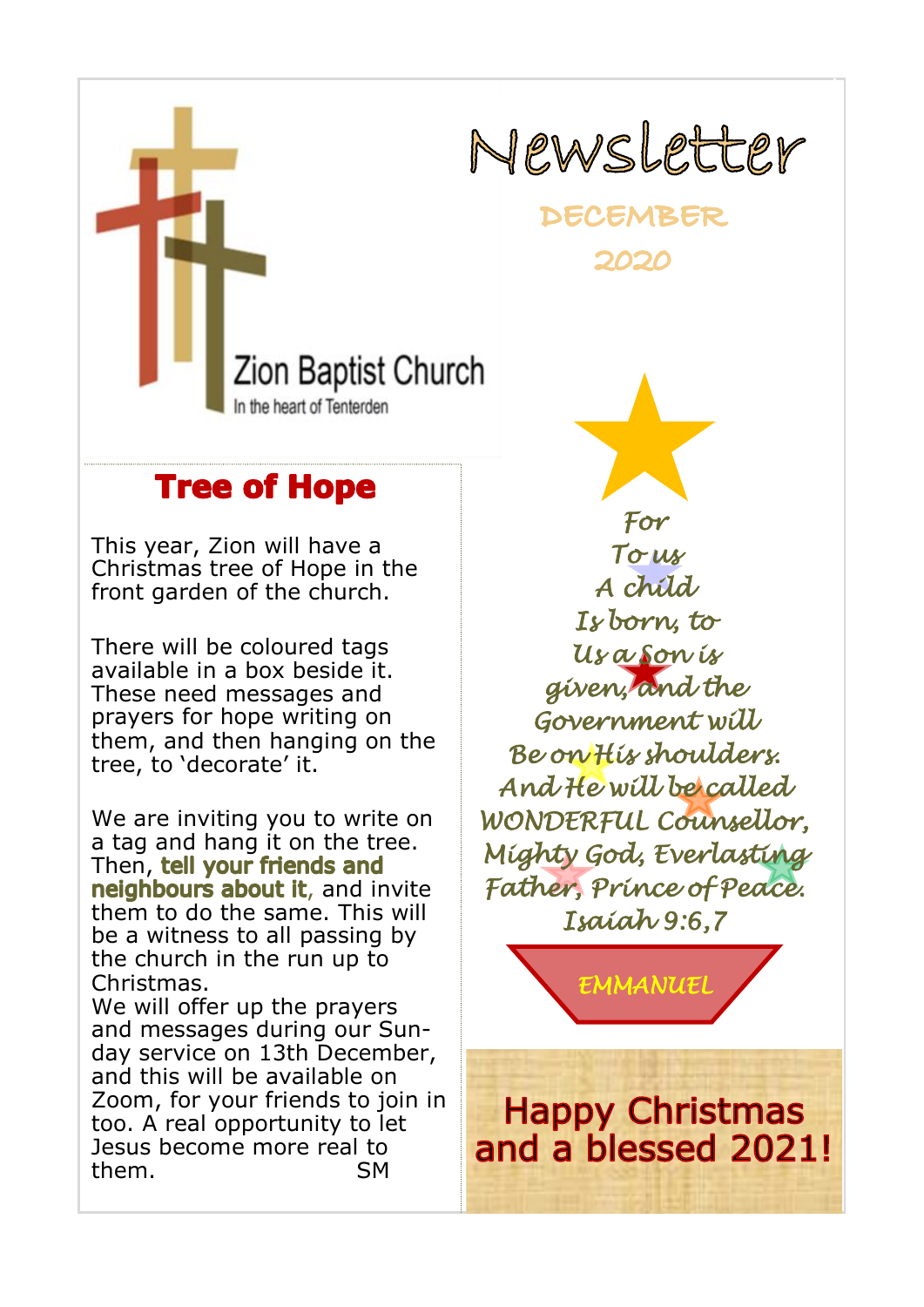Zion Baptist Church

In the heart of Tenterden

# Newsletter

## DECEMBER 2020

## Tree of Hope

This year, Zion will have a Christmas tree of Hope in the front garden of the church.

There will be coloured tags available in a box beside it. These need messages and prayers for hope writing on them, and then hanging on the tree, to 'decorate' it.

We are inviting you to write on a tag and hang it on the tree. Then, **tell your friends and neighbours about it**, and invite them to do the same. This will be a witness to all passing by the church in the run up to Christmas.
We will offer up the prayers and messages during our Sunday service on 13th December, and this will be available on Zoom, for your friends to join in too. A real opportunity to let Jesus become more real to them. SM

*For*
*To us*
*A child*
*Is born, to*
*Us a Son is*
*given, and the*
*Government will*
*Be on His shoulders.*
*And He will be called*
*WONDERFUL Counsellor,*
*Mighty God, Everlasting*
*Father, Prince of Peace.*
*Isaiah 9:6,7*

*EMMANUEL*

## Happy Christmas and a blessed 2021!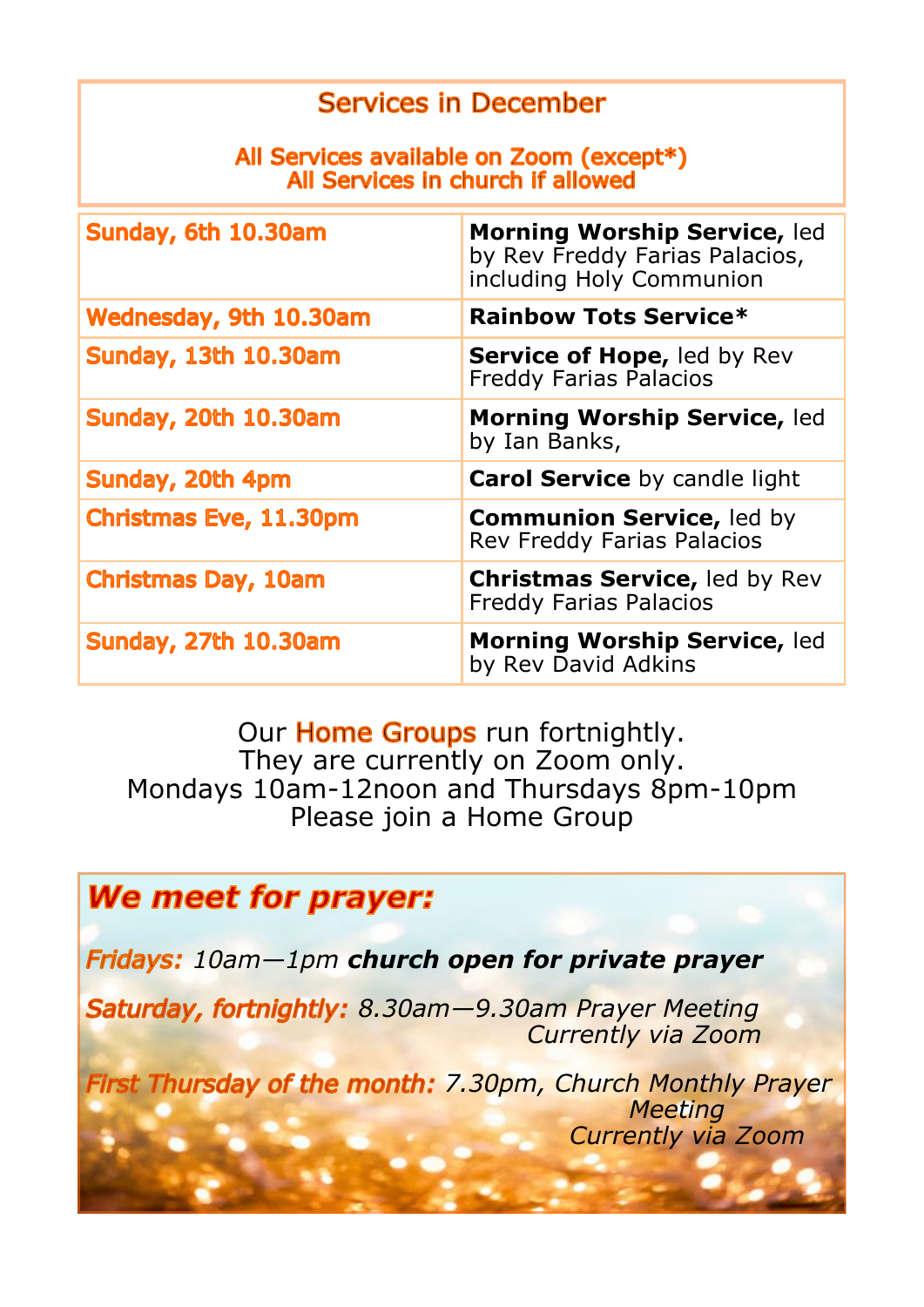## Services in December

**All Services available on Zoom (except\*)**
**All Services in church if allowed**

| Date | Service |
|---|---|
| Sunday, 6th 10.30am | **Morning Worship Service,** led by Rev Freddy Farias Palacios, including Holy Communion |
| Wednesday, 9th 10.30am | **Rainbow Tots Service*** |
| Sunday, 13th 10.30am | **Service of Hope,** led by Rev Freddy Farias Palacios |
| Sunday, 20th 10.30am | **Morning Worship Service,** led by Ian Banks, |
| Sunday, 20th 4pm | **Carol Service** by candle light |
| Christmas Eve, 11.30pm | **Communion Service,** led by Rev Freddy Farias Palacios |
| Christmas Day, 10am | **Christmas Service,** led by Rev Freddy Farias Palacios |
| Sunday, 27th 10.30am | **Morning Worship Service,** led by Rev David Adkins |

Our Home Groups run fortnightly.
They are currently on Zoom only.
Mondays 10am-12noon and Thursdays 8pm-10pm
Please join a Home Group

## *We meet for prayer:*

*Fridays: 10am—1pm **church open for private prayer***

*Saturday, fortnightly: 8.30am—9.30am Prayer Meeting*
*Currently via Zoom*

*First Thursday of the month: 7.30pm, Church Monthly Prayer Meeting*
*Currently via Zoom*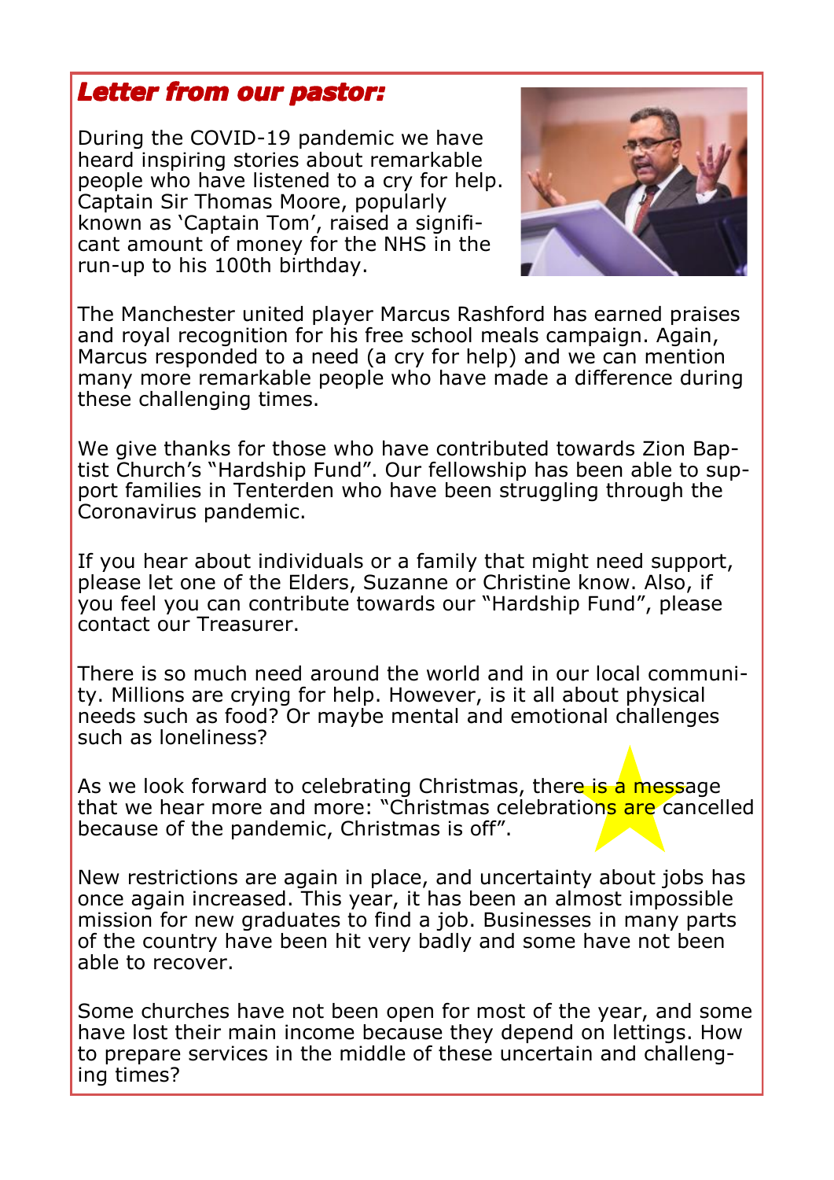## *Letter from our pastor:*

During the COVID-19 pandemic we have heard inspiring stories about remarkable people who have listened to a cry for help. Captain Sir Thomas Moore, popularly known as 'Captain Tom', raised a significant amount of money for the NHS in the run-up to his 100th birthday.

The Manchester united player Marcus Rashford has earned praises and royal recognition for his free school meals campaign. Again, Marcus responded to a need (a cry for help) and we can mention many more remarkable people who have made a difference during these challenging times.

We give thanks for those who have contributed towards Zion Baptist Church's "Hardship Fund". Our fellowship has been able to support families in Tenterden who have been struggling through the Coronavirus pandemic.

If you hear about individuals or a family that might need support, please let one of the Elders, Suzanne or Christine know. Also, if you feel you can contribute towards our "Hardship Fund", please contact our Treasurer.

There is so much need around the world and in our local community. Millions are crying for help. However, is it all about physical needs such as food? Or maybe mental and emotional challenges such as loneliness?

As we look forward to celebrating Christmas, there is a message that we hear more and more: "Christmas celebrations are cancelled because of the pandemic, Christmas is off".

New restrictions are again in place, and uncertainty about jobs has once again increased. This year, it has been an almost impossible mission for new graduates to find a job. Businesses in many parts of the country have been hit very badly and some have not been able to recover.

Some churches have not been open for most of the year, and some have lost their main income because they depend on lettings. How to prepare services in the middle of these uncertain and challenging times?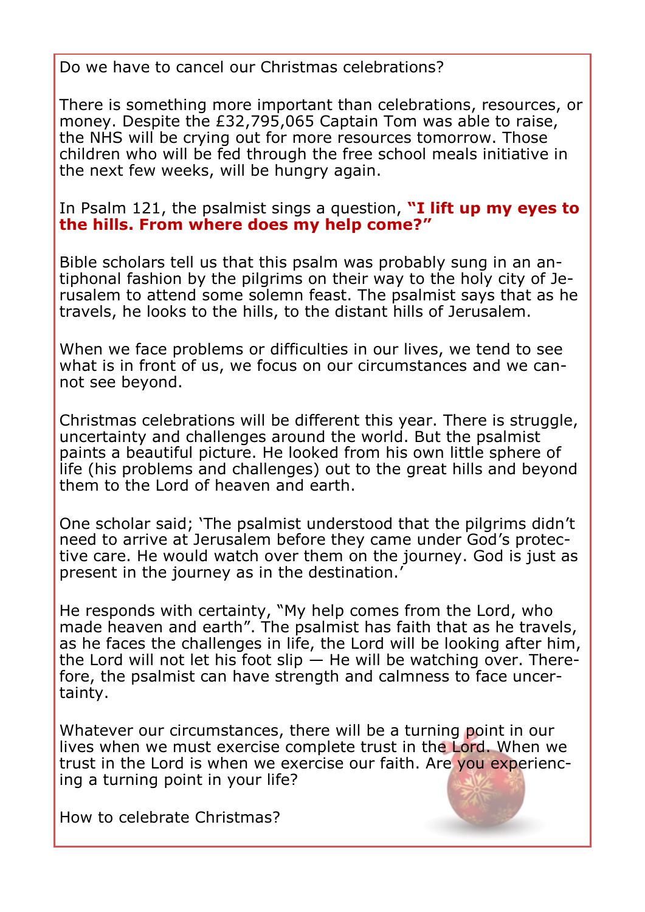Do we have to cancel our Christmas celebrations?

There is something more important than celebrations, resources, or money. Despite the £32,795,065 Captain Tom was able to raise, the NHS will be crying out for more resources tomorrow. Those children who will be fed through the free school meals initiative in the next few weeks, will be hungry again.

In Psalm 121, the psalmist sings a question, **"I lift up my eyes to the hills. From where does my help come?"**

Bible scholars tell us that this psalm was probably sung in an antiphonal fashion by the pilgrims on their way to the holy city of Jerusalem to attend some solemn feast. The psalmist says that as he travels, he looks to the hills, to the distant hills of Jerusalem.

When we face problems or difficulties in our lives, we tend to see what is in front of us, we focus on our circumstances and we cannot see beyond.

Christmas celebrations will be different this year. There is struggle, uncertainty and challenges around the world. But the psalmist paints a beautiful picture. He looked from his own little sphere of life (his problems and challenges) out to the great hills and beyond them to the Lord of heaven and earth.

One scholar said; 'The psalmist understood that the pilgrims didn't need to arrive at Jerusalem before they came under God's protective care. He would watch over them on the journey. God is just as present in the journey as in the destination.'

He responds with certainty, "My help comes from the Lord, who made heaven and earth". The psalmist has faith that as he travels, as he faces the challenges in life, the Lord will be looking after him, the Lord will not let his foot slip — He will be watching over. Therefore, the psalmist can have strength and calmness to face uncertainty.

Whatever our circumstances, there will be a turning point in our lives when we must exercise complete trust in the Lord. When we trust in the Lord is when we exercise our faith. Are you experiencing a turning point in your life?

How to celebrate Christmas?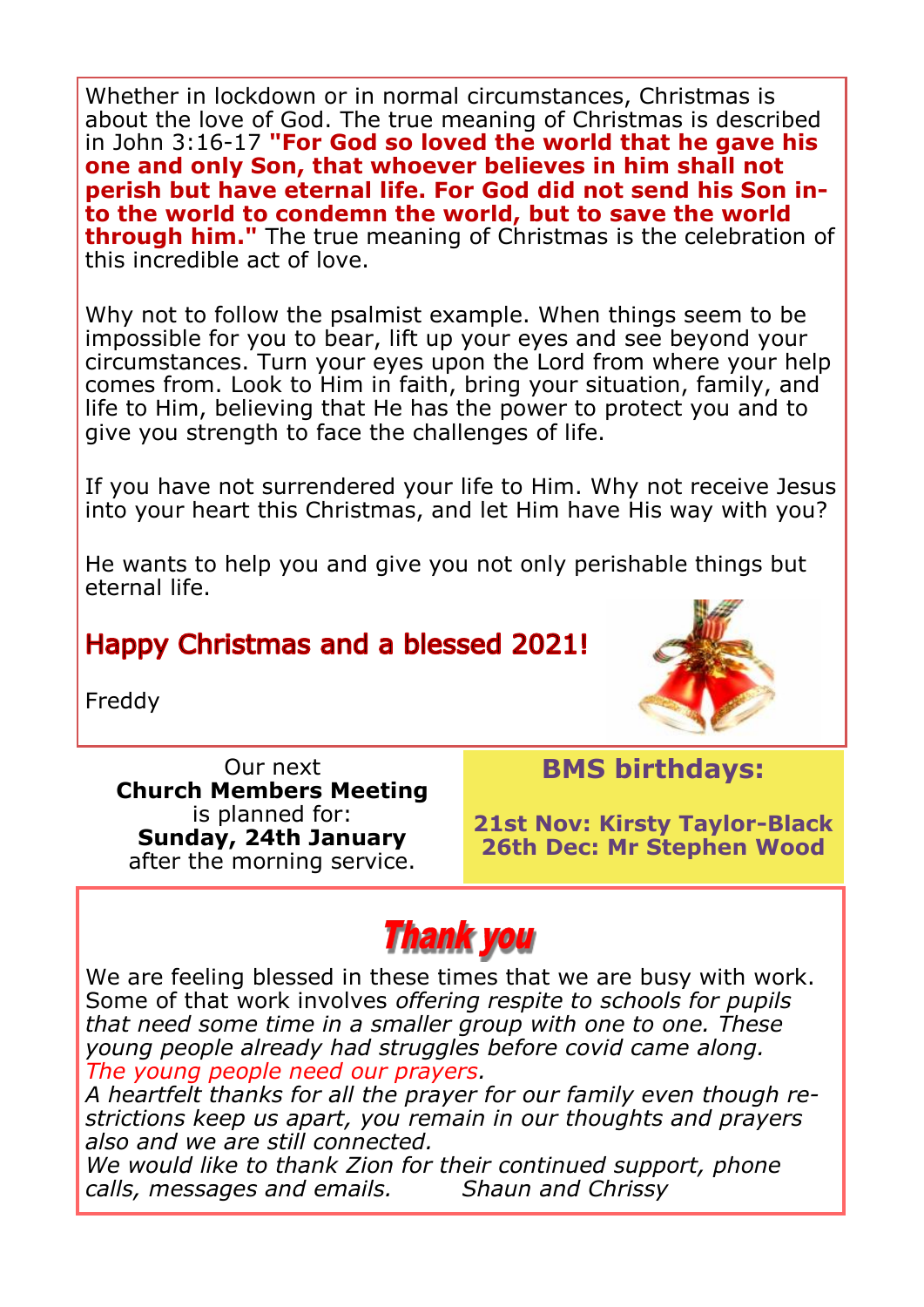Whether in lockdown or in normal circumstances, Christmas is about the love of God. The true meaning of Christmas is described in John 3:16-17 **"For God so loved the world that he gave his one and only Son, that whoever believes in him shall not perish but have eternal life. For God did not send his Son into the world to condemn the world, but to save the world through him."** The true meaning of Christmas is the celebration of this incredible act of love.

Why not to follow the psalmist example. When things seem to be impossible for you to bear, lift up your eyes and see beyond your circumstances. Turn your eyes upon the Lord from where your help comes from. Look to Him in faith, bring your situation, family, and life to Him, believing that He has the power to protect you and to give you strength to face the challenges of life.

If you have not surrendered your life to Him. Why not receive Jesus into your heart this Christmas, and let Him have His way with you?

He wants to help you and give you not only perishable things but eternal life.

## Happy Christmas and a blessed 2021!

Freddy

Our next
**Church Members Meeting**
is planned for:
**Sunday, 24th January**
after the morning service.

## BMS birthdays:

**21st Nov: Kirsty Taylor-Black**
**26th Dec: Mr Stephen Wood**

## Thank you

We are feeling blessed in these times that we are busy with work. Some of that work involves *offering respite to schools for pupils that need some time in a smaller group with one to one. These young people already had struggles before covid came along. The young people need our prayers.*
*A heartfelt thanks for all the prayer for our family even though restrictions keep us apart, you remain in our thoughts and prayers also and we are still connected.*
*We would like to thank Zion for their continued support, phone calls, messages and emails.* *Shaun and Chrissy*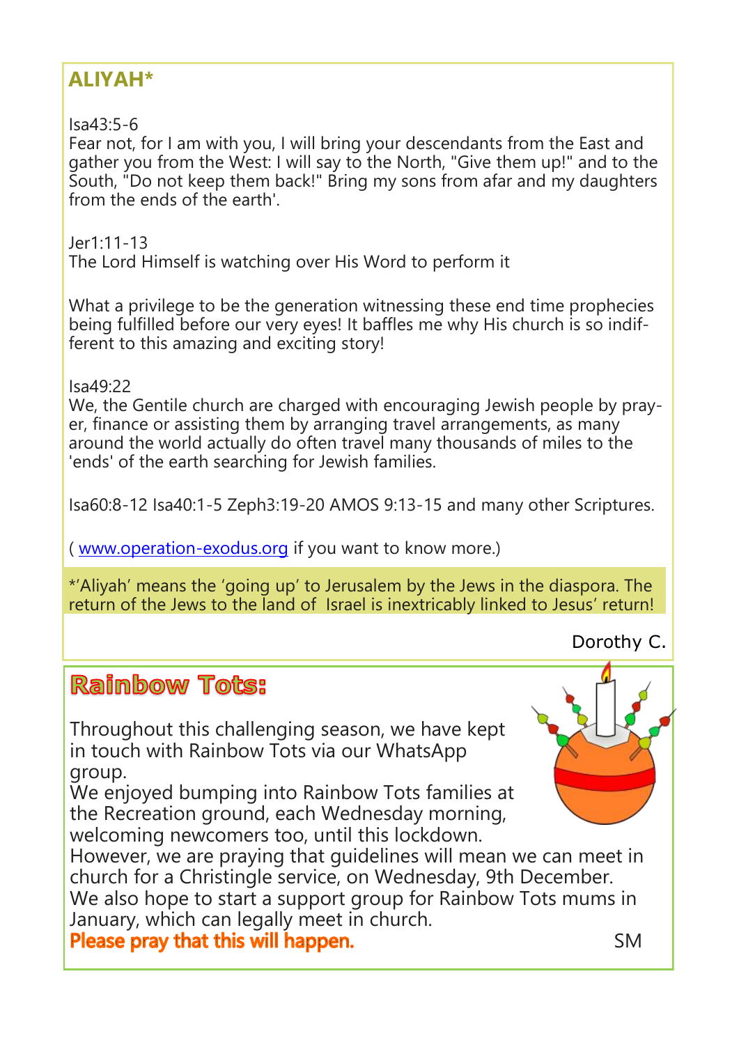## ALIYAH*

Isa43:5-6
Fear not, for I am with you, I will bring your descendants from the East and gather you from the West: I will say to the North, "Give them up!" and to the South, "Do not keep them back!" Bring my sons from afar and my daughters from the ends of the earth'.

Jer1:11-13
The Lord Himself is watching over His Word to perform it

What a privilege to be the generation witnessing these end time prophecies being fulfilled before our very eyes! It baffles me why His church is so indifferent to this amazing and exciting story!

Isa49:22
We, the Gentile church are charged with encouraging Jewish people by prayer, finance or assisting them by arranging travel arrangements, as many around the world actually do often travel many thousands of miles to the 'ends' of the earth searching for Jewish families.

Isa60:8-12 Isa40:1-5 Zeph3:19-20 AMOS 9:13-15 and many other Scriptures.

( www.operation-exodus.org if you want to know more.)

*'Aliyah' means the 'going up' to Jerusalem by the Jews in the diaspora. The return of the Jews to the land of Israel is inextricably linked to Jesus' return!

Dorothy C.

## Rainbow Tots:

Throughout this challenging season, we have kept in touch with Rainbow Tots via our WhatsApp group.
We enjoyed bumping into Rainbow Tots families at the Recreation ground, each Wednesday morning, welcoming newcomers too, until this lockdown.
However, we are praying that guidelines will mean we can meet in church for a Christingle service, on Wednesday, 9th December.
We also hope to start a support group for Rainbow Tots mums in January, which can legally meet in church.
**Please pray that this will happen.**

SM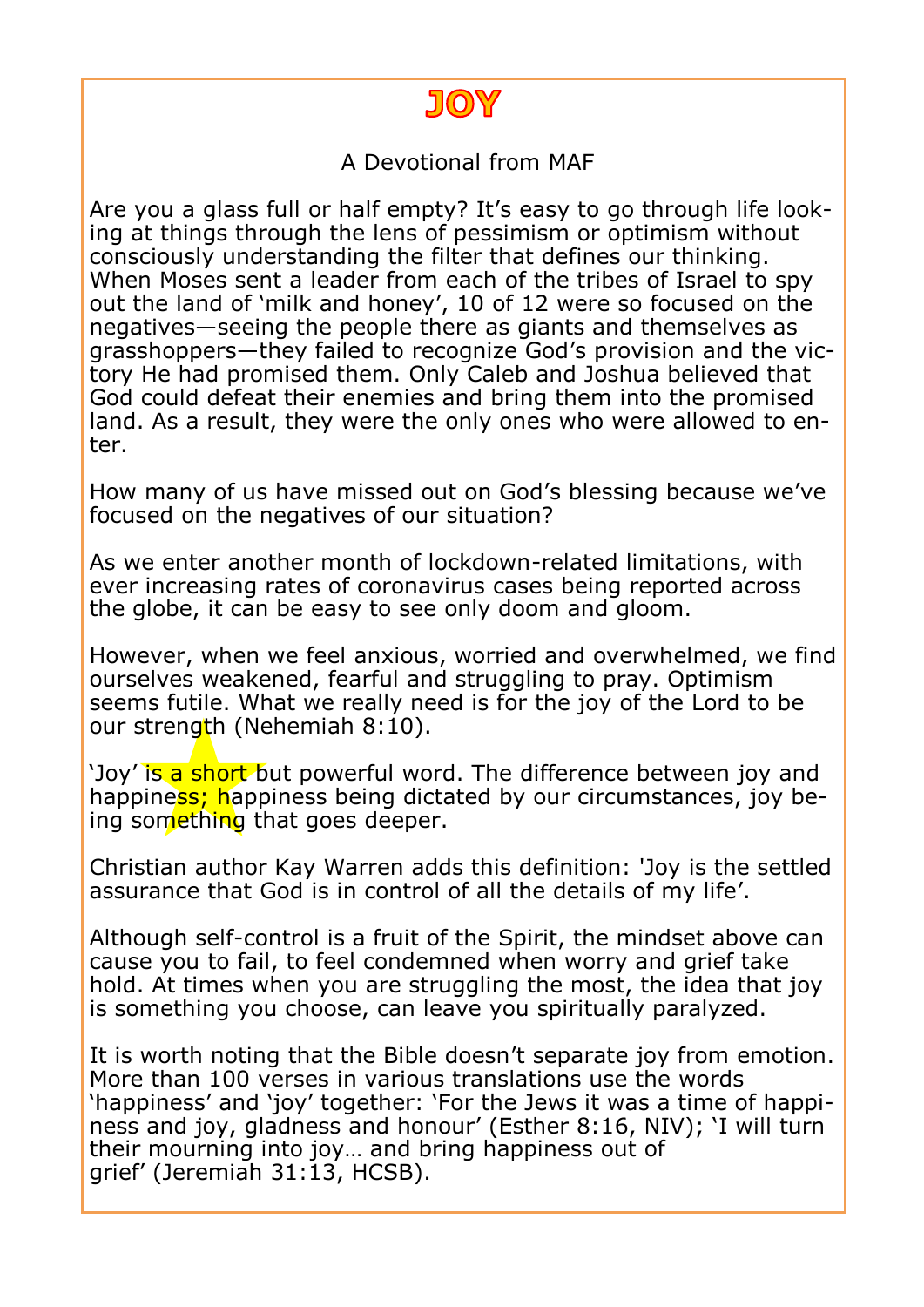# JOY

A Devotional from MAF

Are you a glass full or half empty? It's easy to go through life looking at things through the lens of pessimism or optimism without consciously understanding the filter that defines our thinking. When Moses sent a leader from each of the tribes of Israel to spy out the land of 'milk and honey', 10 of 12 were so focused on the negatives—seeing the people there as giants and themselves as grasshoppers—they failed to recognize God's provision and the victory He had promised them. Only Caleb and Joshua believed that God could defeat their enemies and bring them into the promised land. As a result, they were the only ones who were allowed to enter.

How many of us have missed out on God's blessing because we've focused on the negatives of our situation?

As we enter another month of lockdown-related limitations, with ever increasing rates of coronavirus cases being reported across the globe, it can be easy to see only doom and gloom.

However, when we feel anxious, worried and overwhelmed, we find ourselves weakened, fearful and struggling to pray. Optimism seems futile. What we really need is for the joy of the Lord to be our strength (Nehemiah 8:10).

'Joy' is a short but powerful word. The difference between joy and happiness; happiness being dictated by our circumstances, joy being something that goes deeper.

Christian author Kay Warren adds this definition: 'Joy is the settled assurance that God is in control of all the details of my life'.

Although self-control is a fruit of the Spirit, the mindset above can cause you to fail, to feel condemned when worry and grief take hold. At times when you are struggling the most, the idea that joy is something you choose, can leave you spiritually paralyzed.

It is worth noting that the Bible doesn't separate joy from emotion. More than 100 verses in various translations use the words 'happiness' and 'joy' together: 'For the Jews it was a time of happiness and joy, gladness and honour' (Esther 8:16, NIV); 'I will turn their mourning into joy… and bring happiness out of grief' (Jeremiah 31:13, HCSB).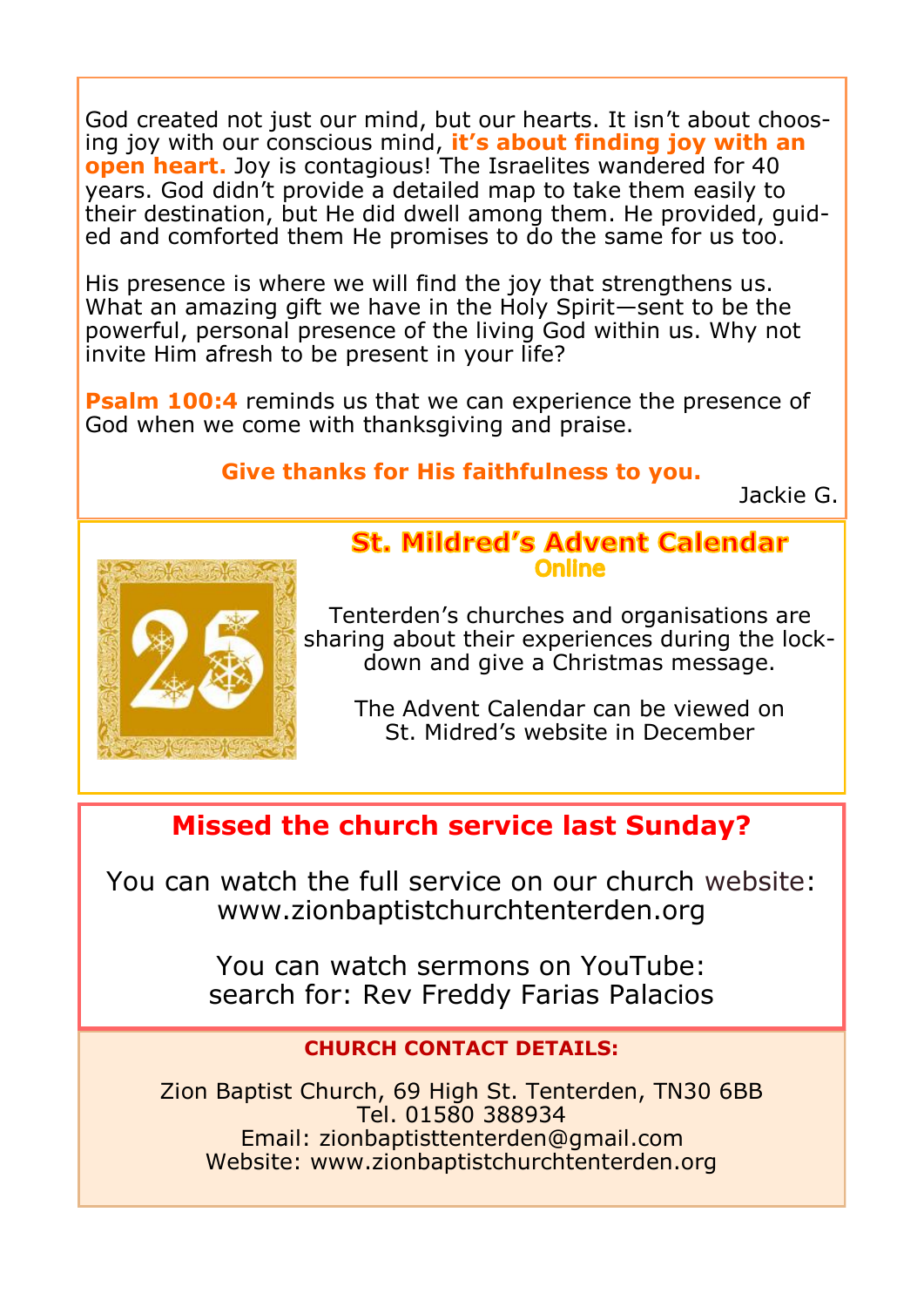God created not just our mind, but our hearts. It isn't about choosing joy with our conscious mind, **it's about finding joy with an open heart.** Joy is contagious! The Israelites wandered for 40 years. God didn't provide a detailed map to take them easily to their destination, but He did dwell among them. He provided, guided and comforted them He promises to do the same for us too.

His presence is where we will find the joy that strengthens us. What an amazing gift we have in the Holy Spirit—sent to be the powerful, personal presence of the living God within us. Why not invite Him afresh to be present in your life?

**Psalm 100:4** reminds us that we can experience the presence of God when we come with thanksgiving and praise.

**Give thanks for His faithfulness to you.**

Jackie G.

## St. Mildred's Advent Calendar

**Online**

Tenterden's churches and organisations are sharing about their experiences during the lockdown and give a Christmas message.

The Advent Calendar can be viewed on St. Midred's website in December

## Missed the church service last Sunday?

You can watch the full service on our church website:
www.zionbaptistchurchtenterden.org

You can watch sermons on YouTube:
search for: Rev Freddy Farias Palacios

**CHURCH CONTACT DETAILS:**

Zion Baptist Church, 69 High St. Tenterden, TN30 6BB
Tel. 01580 388934
Email: zionbaptisttenterden@gmail.com
Website: www.zionbaptistchurchtenterden.org